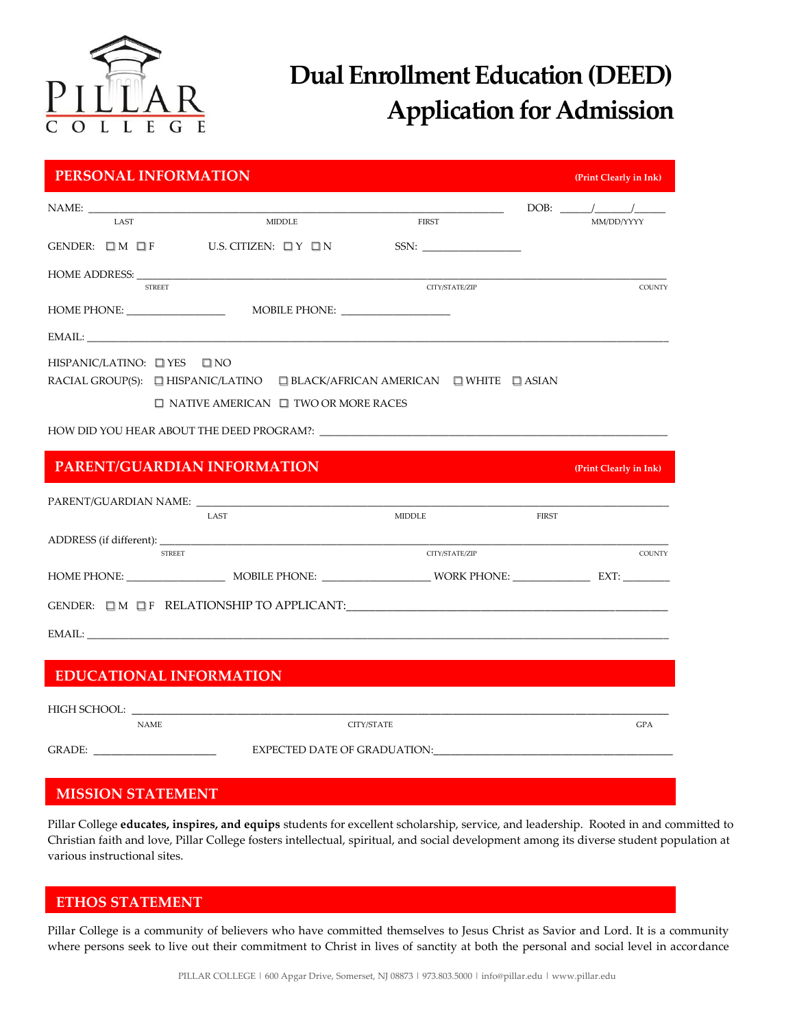PILLAR COLLEGE

# Dual Enrollment Education (DEED) Application for Admission

## PERSONAL INFORMATION

(Print Clearly in Ink)

NAME: ______________________________________________ DOB: ____/____/____
LAST MIDDLE FIRST MM/DD/YYYY

GENDER: ☐ M ☐ F U.S. CITIZEN: ☐ Y ☐ N SSN: ______________

HOME ADDRESS: ______________________________________________
STREET CITY/STATE/ZIP COUNTY

HOME PHONE: ______________ MOBILE PHONE: ______________

EMAIL: ______________________________________________

HISPANIC/LATINO: ☐ YES ☐ NO

RACIAL GROUP(S): ☐ HISPANIC/LATINO ☐ BLACK/AFRICAN AMERICAN ☐ WHITE ☐ ASIAN ☐ NATIVE AMERICAN ☐ TWO OR MORE RACES

HOW DID YOU HEAR ABOUT THE DEED PROGRAM?: ______________________________________________

## PARENT/GUARDIAN INFORMATION

(Print Clearly in Ink)

PARENT/GUARDIAN NAME: ______________________________________________
LAST MIDDLE FIRST

ADDRESS (if different): ______________________________________________
STREET CITY/STATE/ZIP COUNTY

HOME PHONE: ______________ MOBILE PHONE: ______________ WORK PHONE: ______________ EXT: ________

GENDER: ☐ M ☐ F RELATIONSHIP TO APPLICANT: ______________________________________________

EMAIL: ______________________________________________

## EDUCATIONAL INFORMATION

HIGH SCHOOL: ______________________________________________
NAME CITY/STATE GPA

GRADE: ______________ EXPECTED DATE OF GRADUATION: ______________________________

## MISSION STATEMENT

Pillar College **educates, inspires, and equips** students for excellent scholarship, service, and leadership. Rooted in and committed to Christian faith and love, Pillar College fosters intellectual, spiritual, and social development among its diverse student population at various instructional sites.

## ETHOS STATEMENT

Pillar College is a community of believers who have committed themselves to Jesus Christ as Savior and Lord. It is a community where persons seek to live out their commitment to Christ in lives of sanctity at both the personal and social level in accordance

PILLAR COLLEGE | 600 Apgar Drive, Somerset, NJ 08873 | 973.803.5000 | info@pillar.edu | www.pillar.edu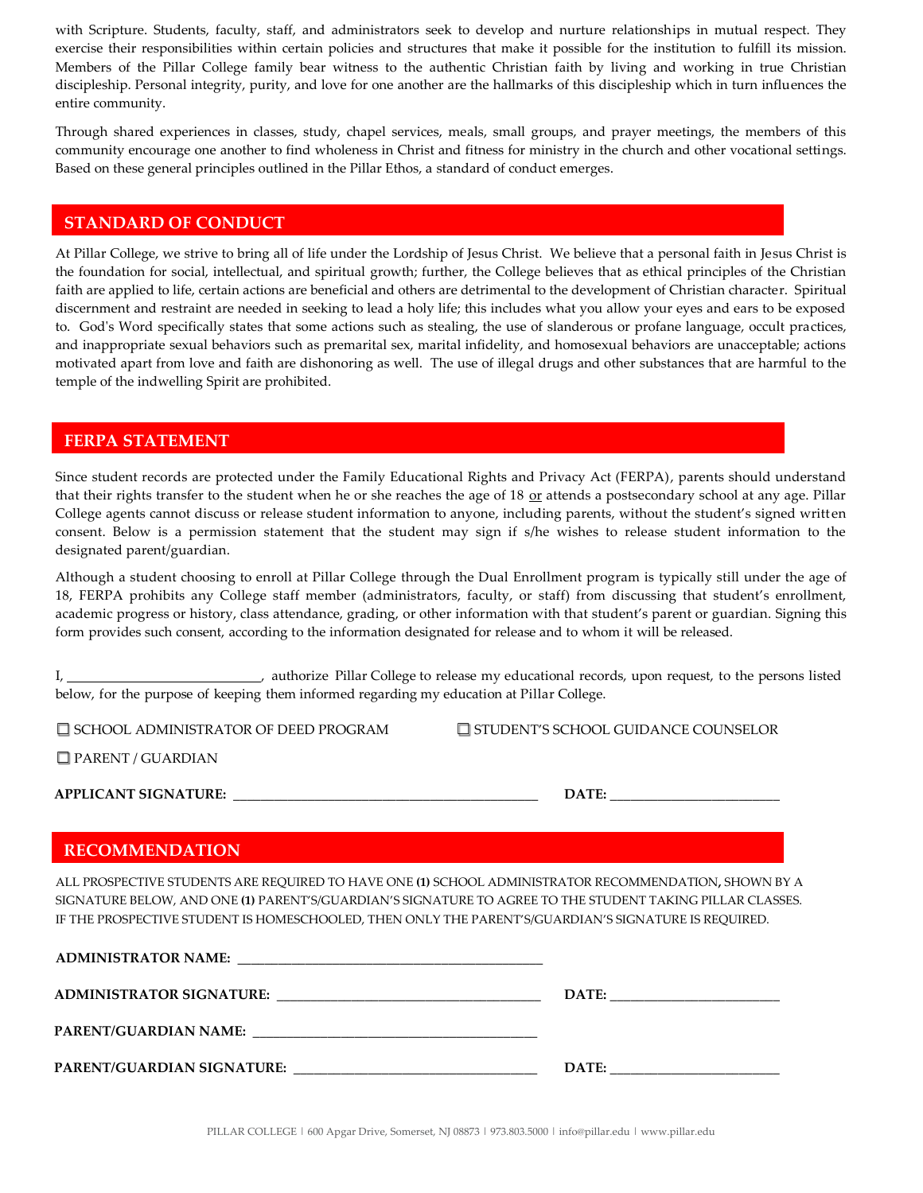with Scripture. Students, faculty, staff, and administrators seek to develop and nurture relationships in mutual respect. They exercise their responsibilities within certain policies and structures that make it possible for the institution to fulfill its mission. Members of the Pillar College family bear witness to the authentic Christian faith by living and working in true Christian discipleship. Personal integrity, purity, and love for one another are the hallmarks of this discipleship which in turn influences the entire community.

Through shared experiences in classes, study, chapel services, meals, small groups, and prayer meetings, the members of this community encourage one another to find wholeness in Christ and fitness for ministry in the church and other vocational settings. Based on these general principles outlined in the Pillar Ethos, a standard of conduct emerges.

## STANDARD OF CONDUCT

At Pillar College, we strive to bring all of life under the Lordship of Jesus Christ. We believe that a personal faith in Jesus Christ is the foundation for social, intellectual, and spiritual growth; further, the College believes that as ethical principles of the Christian faith are applied to life, certain actions are beneficial and others are detrimental to the development of Christian character. Spiritual discernment and restraint are needed in seeking to lead a holy life; this includes what you allow your eyes and ears to be exposed to. God's Word specifically states that some actions such as stealing, the use of slanderous or profane language, occult practices, and inappropriate sexual behaviors such as premarital sex, marital infidelity, and homosexual behaviors are unacceptable; actions motivated apart from love and faith are dishonoring as well. The use of illegal drugs and other substances that are harmful to the temple of the indwelling Spirit are prohibited.

## FERPA STATEMENT

Since student records are protected under the Family Educational Rights and Privacy Act (FERPA), parents should understand that their rights transfer to the student when he or she reaches the age of 18 or attends a postsecondary school at any age. Pillar College agents cannot discuss or release student information to anyone, including parents, without the student's signed written consent. Below is a permission statement that the student may sign if s/he wishes to release student information to the designated parent/guardian.

Although a student choosing to enroll at Pillar College through the Dual Enrollment program is typically still under the age of 18, FERPA prohibits any College staff member (administrators, faculty, or staff) from discussing that student's enrollment, academic progress or history, class attendance, grading, or other information with that student's parent or guardian. Signing this form provides such consent, according to the information designated for release and to whom it will be released.

I, ____________________________, authorize Pillar College to release my educational records, upon request, to the persons listed below, for the purpose of keeping them informed regarding my education at Pillar College.

☐ SCHOOL ADMINISTRATOR OF DEED PROGRAM ☐ STUDENT'S SCHOOL GUIDANCE COUNSELOR

☐ PARENT / GUARDIAN

**APPLICANT SIGNATURE:** ____________________________________________ **DATE:** ________________________

## RECOMMENDATION

ALL PROSPECTIVE STUDENTS ARE REQUIRED TO HAVE ONE **(1)** SCHOOL ADMINISTRATOR RECOMMENDATION**,** SHOWN BY A SIGNATURE BELOW, AND ONE **(1)** PARENT'S/GUARDIAN'S SIGNATURE TO AGREE TO THE STUDENT TAKING PILLAR CLASSES. IF THE PROSPECTIVE STUDENT IS HOMESCHOOLED, THEN ONLY THE PARENT'S/GUARDIAN'S SIGNATURE IS REQUIRED.

**ADMINISTRATOR NAME:** ____________________________________________

**ADMINISTRATOR SIGNATURE:** ______________________________________ **DATE:** ________________________

**PARENT/GUARDIAN NAME:** _________________________________________

**PARENT/GUARDIAN SIGNATURE:** ___________________________________ **DATE:** ________________________

PILLAR COLLEGE | 600 Apgar Drive, Somerset, NJ 08873 | 973.803.5000 | info@pillar.edu | www.pillar.edu